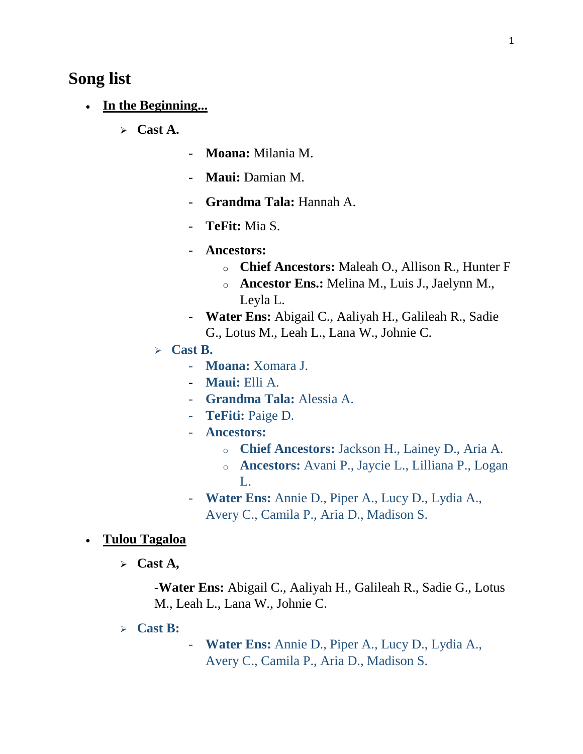# Song list

- **<u>In the Beginning...</u>**
  - **Cast A.**
    - **Moana:** Milania M.
    - **Maui:** Damian M.
    - **Grandma Tala:** Hannah A.
    - **TeFit:** Mia S.
    - **Ancestors:**
      - **Chief Ancestors:** Maleah O., Allison R., Hunter F
      - **Ancestor Ens.:** Melina M., Luis J., Jaelynn M., Leyla L.
    - **Water Ens:** Abigail C., Aaliyah H., Galileah R., Sadie G., Lotus M., Leah L., Lana W., Johnie C.
  - **Cast B.**
    - **Moana:** Xomara J.
    - **Maui:** Elli A.
    - **Grandma Tala:** Alessia A.
    - **TeFiti:** Paige D.
    - **Ancestors:**
      - **Chief Ancestors:** Jackson H., Lainey D., Aria A.
      - **Ancestors:** Avani P., Jaycie L., Lilliana P., Logan L.
    - **Water Ens:** Annie D., Piper A., Lucy D., Lydia A., Avery C., Camila P., Aria D., Madison S.

- **<u>Tulou Tagaloa</u>**
  - **Cast A,**

    -**Water Ens:** Abigail C., Aaliyah H., Galileah R., Sadie G., Lotus M., Leah L., Lana W., Johnie C.
  - **Cast B:**
    - **Water Ens:** Annie D., Piper A., Lucy D., Lydia A., Avery C., Camila P., Aria D., Madison S.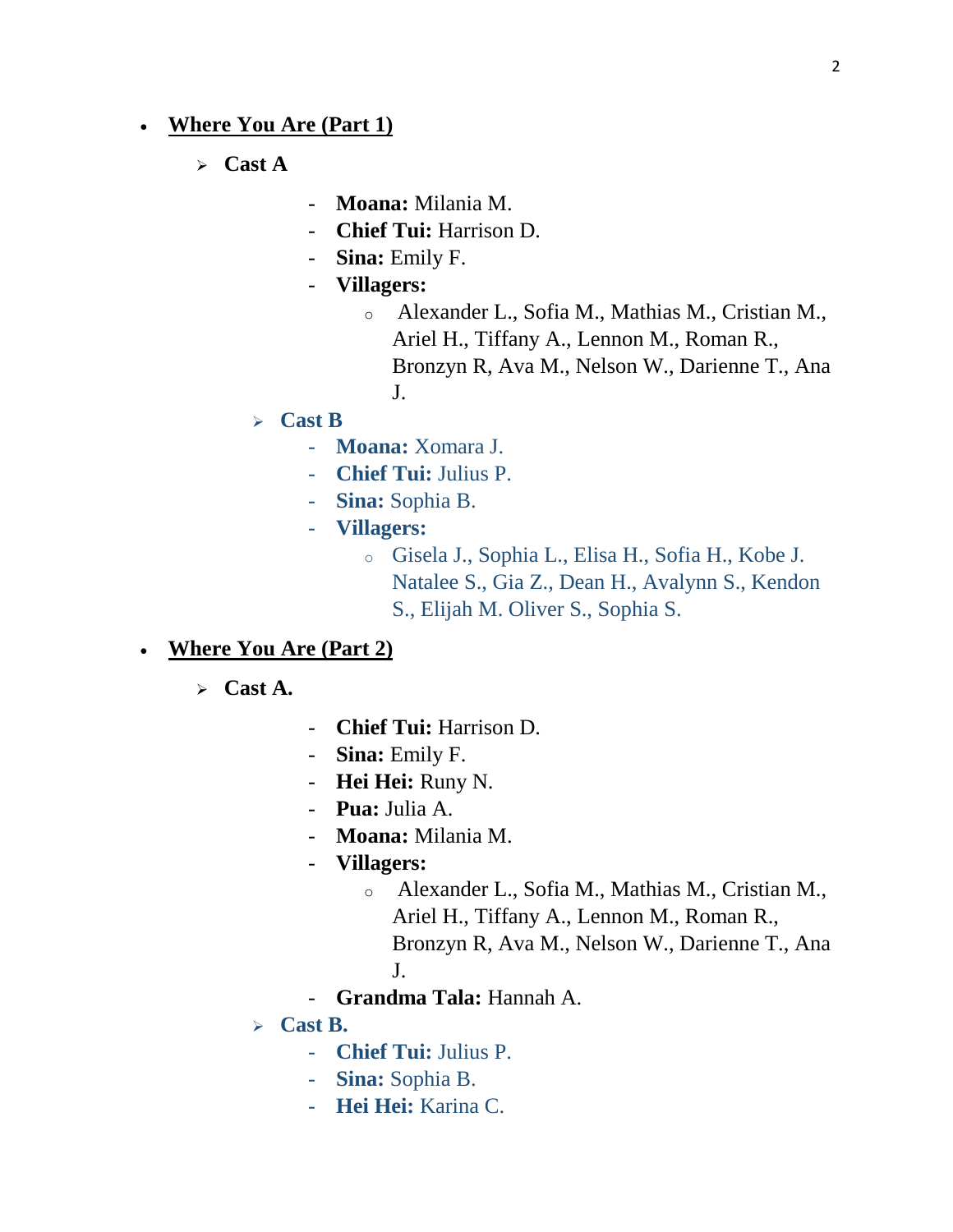- **Where You Are (Part 1)**
  - **Cast A**
    - **Moana:** Milania M.
    - **Chief Tui:** Harrison D.
    - **Sina:** Emily F.
    - **Villagers:**
      - Alexander L., Sofia M., Mathias M., Cristian M., Ariel H., Tiffany A., Lennon M., Roman R., Bronzyn R, Ava M., Nelson W., Darienne T., Ana J.
  - **Cast B**
    - **Moana:** Xomara J.
    - **Chief Tui:** Julius P.
    - **Sina:** Sophia B.
    - **Villagers:**
      - Gisela J., Sophia L., Elisa H., Sofia H., Kobe J. Natalee S., Gia Z., Dean H., Avalynn S., Kendon S., Elijah M. Oliver S., Sophia S.
- **Where You Are (Part 2)**
  - **Cast A.**
    - **Chief Tui:** Harrison D.
    - **Sina:** Emily F.
    - **Hei Hei:** Runy N.
    - **Pua:** Julia A.
    - **Moana:** Milania M.
    - **Villagers:**
      - Alexander L., Sofia M., Mathias M., Cristian M., Ariel H., Tiffany A., Lennon M., Roman R., Bronzyn R, Ava M., Nelson W., Darienne T., Ana J.
    - **Grandma Tala:** Hannah A.
  - **Cast B.**
    - **Chief Tui:** Julius P.
    - **Sina:** Sophia B.
    - **Hei Hei:** Karina C.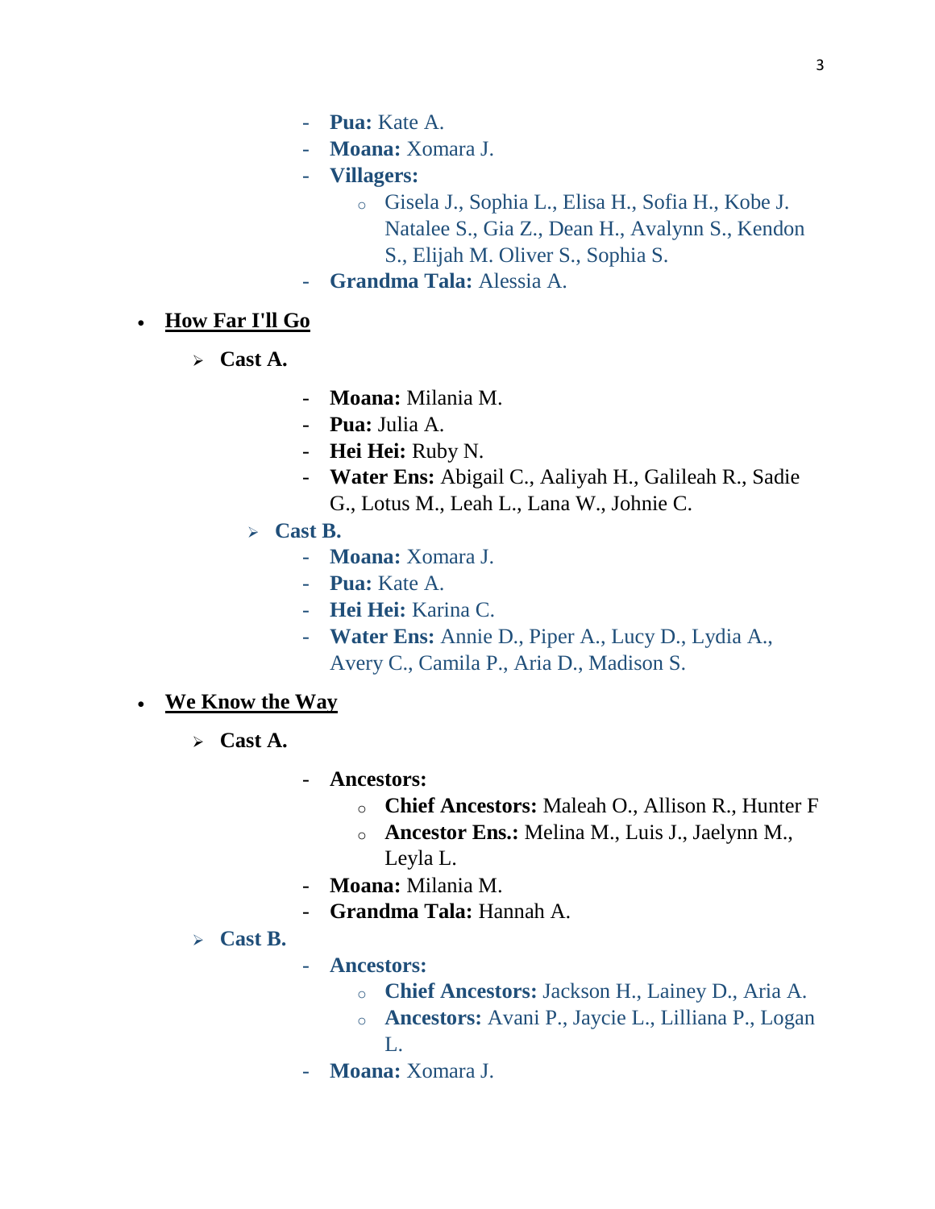- **Pua:** Kate A.
- **Moana:** Xomara J.
- **Villagers:**
    - Gisela J., Sophia L., Elisa H., Sofia H., Kobe J. Natalee S., Gia Z., Dean H., Avalynn S., Kendon S., Elijah M. Oliver S., Sophia S.
- **Grandma Tala:** Alessia A.

- **How Far I'll Go**
    - **Cast A.**
        - **Moana:** Milania M.
        - **Pua:** Julia A.
        - **Hei Hei:** Ruby N.
        - **Water Ens:** Abigail C., Aaliyah H., Galileah R., Sadie G., Lotus M., Leah L., Lana W., Johnie C.
    - **Cast B.**
        - **Moana:** Xomara J.
        - **Pua:** Kate A.
        - **Hei Hei:** Karina C.
        - **Water Ens:** Annie D., Piper A., Lucy D., Lydia A., Avery C., Camila P., Aria D., Madison S.

- **We Know the Way**
    - **Cast A.**
        - **Ancestors:**
            - **Chief Ancestors:** Maleah O., Allison R., Hunter F
            - **Ancestor Ens.:** Melina M., Luis J., Jaelynn M., Leyla L.
        - **Moana:** Milania M.
        - **Grandma Tala:** Hannah A.
    - **Cast B.**
        - **Ancestors:**
            - **Chief Ancestors:** Jackson H., Lainey D., Aria A.
            - **Ancestors:** Avani P., Jaycie L., Lilliana P., Logan L.
        - **Moana:** Xomara J.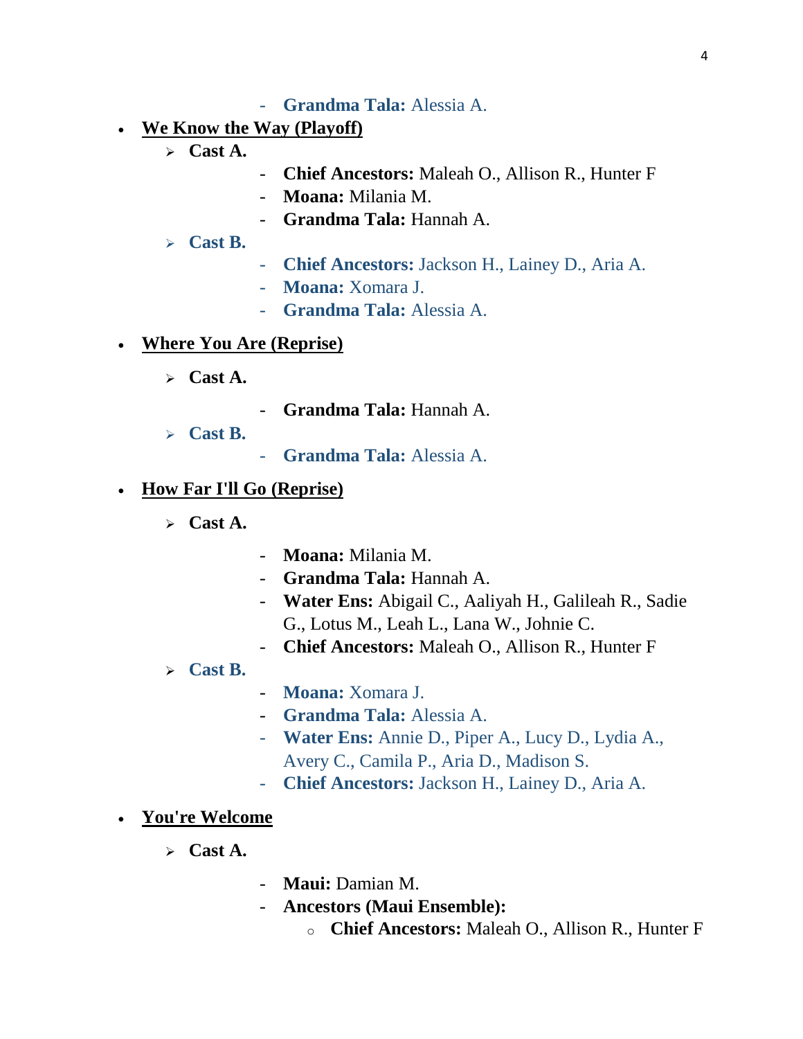- **Grandma Tala:** Alessia A.

- **We Know the Way (Playoff)**
  - **Cast A.**
    - **Chief Ancestors:** Maleah O., Allison R., Hunter F
    - **Moana:** Milania M.
    - **Grandma Tala:** Hannah A.
  - **Cast B.**
    - **Chief Ancestors:** Jackson H., Lainey D., Aria A.
    - **Moana:** Xomara J.
    - **Grandma Tala:** Alessia A.

- **Where You Are (Reprise)**
  - **Cast A.**
    - **Grandma Tala:** Hannah A.
  - **Cast B.**
    - **Grandma Tala:** Alessia A.

- **How Far I'll Go (Reprise)**
  - **Cast A.**
    - **Moana:** Milania M.
    - **Grandma Tala:** Hannah A.
    - **Water Ens:** Abigail C., Aaliyah H., Galileah R., Sadie G., Lotus M., Leah L., Lana W., Johnie C.
    - **Chief Ancestors:** Maleah O., Allison R., Hunter F
  - **Cast B.**
    - **Moana:** Xomara J.
    - **Grandma Tala:** Alessia A.
    - **Water Ens:** Annie D., Piper A., Lucy D., Lydia A., Avery C., Camila P., Aria D., Madison S.
    - **Chief Ancestors:** Jackson H., Lainey D., Aria A.

- **You're Welcome**
  - **Cast A.**
    - **Maui:** Damian M.
    - **Ancestors (Maui Ensemble):**
      - **Chief Ancestors:** Maleah O., Allison R., Hunter F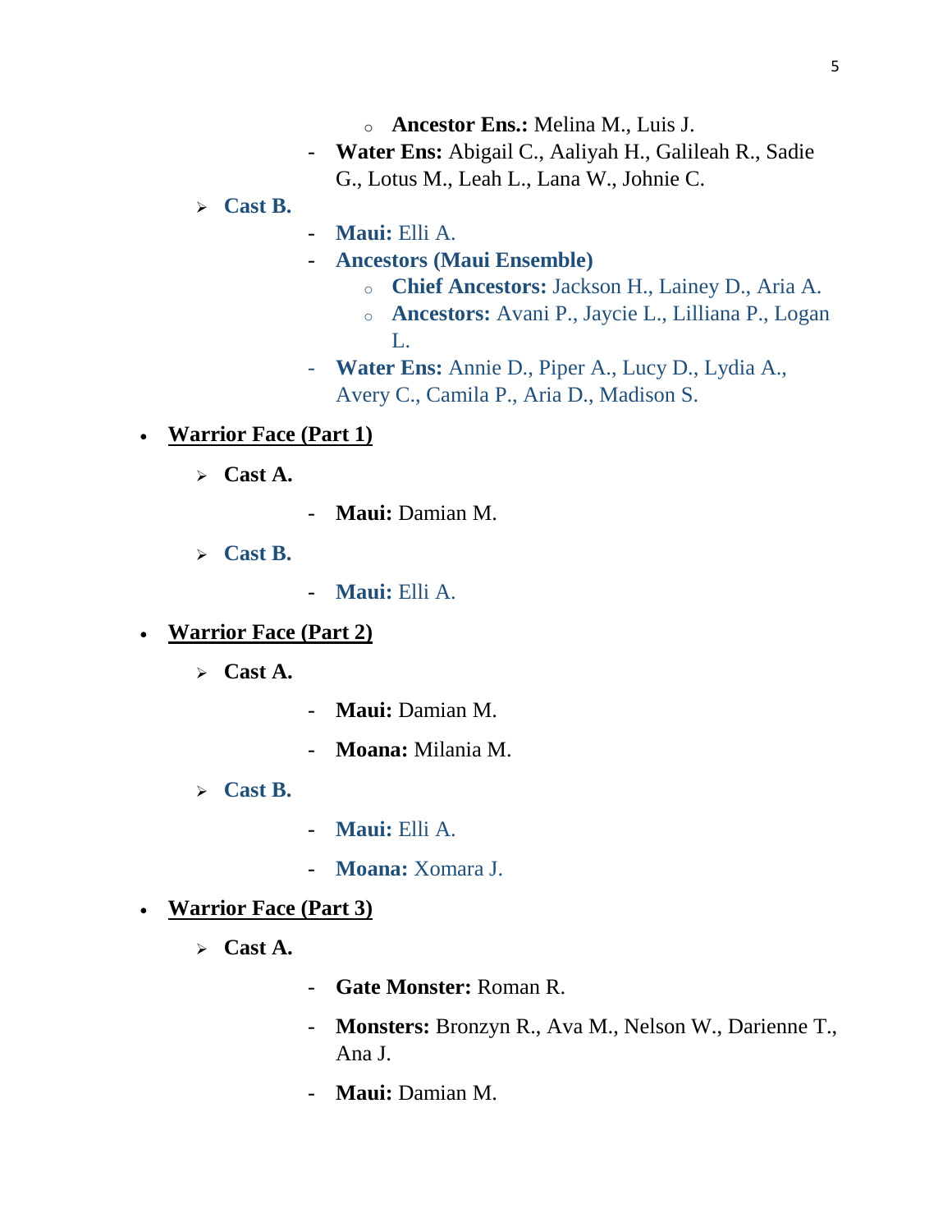- **Ancestor Ens.:** Melina M., Luis J.
    - **Water Ens:** Abigail C., Aaliyah H., Galileah R., Sadie G., Lotus M., Leah L., Lana W., Johnie C.
- **Cast B.**
    - **Maui:** Elli A.
    - **Ancestors (Maui Ensemble)**
        - **Chief Ancestors:** Jackson H., Lainey D., Aria A.
        - **Ancestors:** Avani P., Jaycie L., Lilliana P., Logan L.
    - **Water Ens:** Annie D., Piper A., Lucy D., Lydia A., Avery C., Camila P., Aria D., Madison S.

- **<u>Warrior Face (Part 1)</u>**
    - **Cast A.**
        - **Maui:** Damian M.
    - **Cast B.**
        - **Maui:** Elli A.

- **<u>Warrior Face (Part 2)</u>**
    - **Cast A.**
        - **Maui:** Damian M.
        - **Moana:** Milania M.
    - **Cast B.**
        - **Maui:** Elli A.
        - **Moana:** Xomara J.

- **<u>Warrior Face (Part 3)</u>**
    - **Cast A.**
        - **Gate Monster:** Roman R.
        - **Monsters:** Bronzyn R., Ava M., Nelson W., Darienne T., Ana J.
        - **Maui:** Damian M.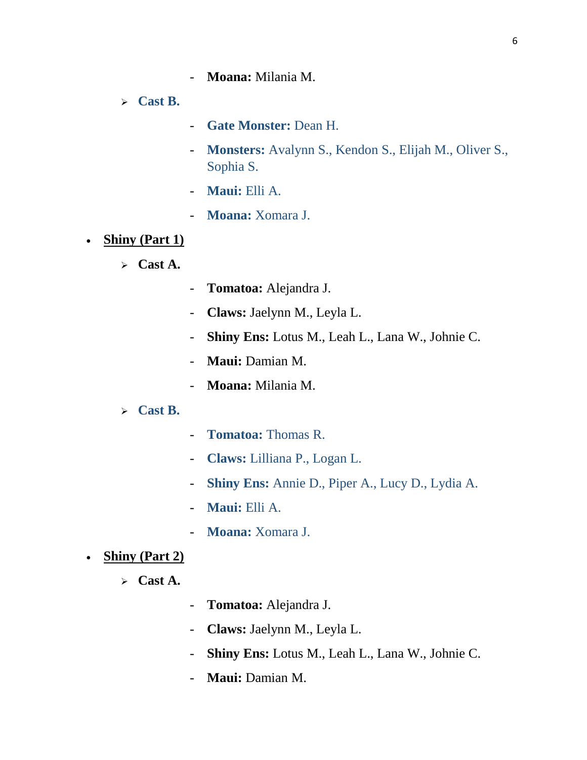- **Moana:** Milania M.

  - **Cast B.**

    - **Gate Monster:** Dean H.
    - **Monsters:** Avalynn S., Kendon S., Elijah M., Oliver S., Sophia S.
    - **Maui:** Elli A.
    - **Moana:** Xomara J.

- **Shiny (Part 1)**

  - **Cast A.**

    - **Tomatoa:** Alejandra J.
    - **Claws:** Jaelynn M., Leyla L.
    - **Shiny Ens:** Lotus M., Leah L., Lana W., Johnie C.
    - **Maui:** Damian M.
    - **Moana:** Milania M.

  - **Cast B.**

    - **Tomatoa:** Thomas R.
    - **Claws:** Lilliana P., Logan L.
    - **Shiny Ens:** Annie D., Piper A., Lucy D., Lydia A.
    - **Maui:** Elli A.
    - **Moana:** Xomara J.

- **Shiny (Part 2)**

  - **Cast A.**

    - **Tomatoa:** Alejandra J.
    - **Claws:** Jaelynn M., Leyla L.
    - **Shiny Ens:** Lotus M., Leah L., Lana W., Johnie C.
    - **Maui:** Damian M.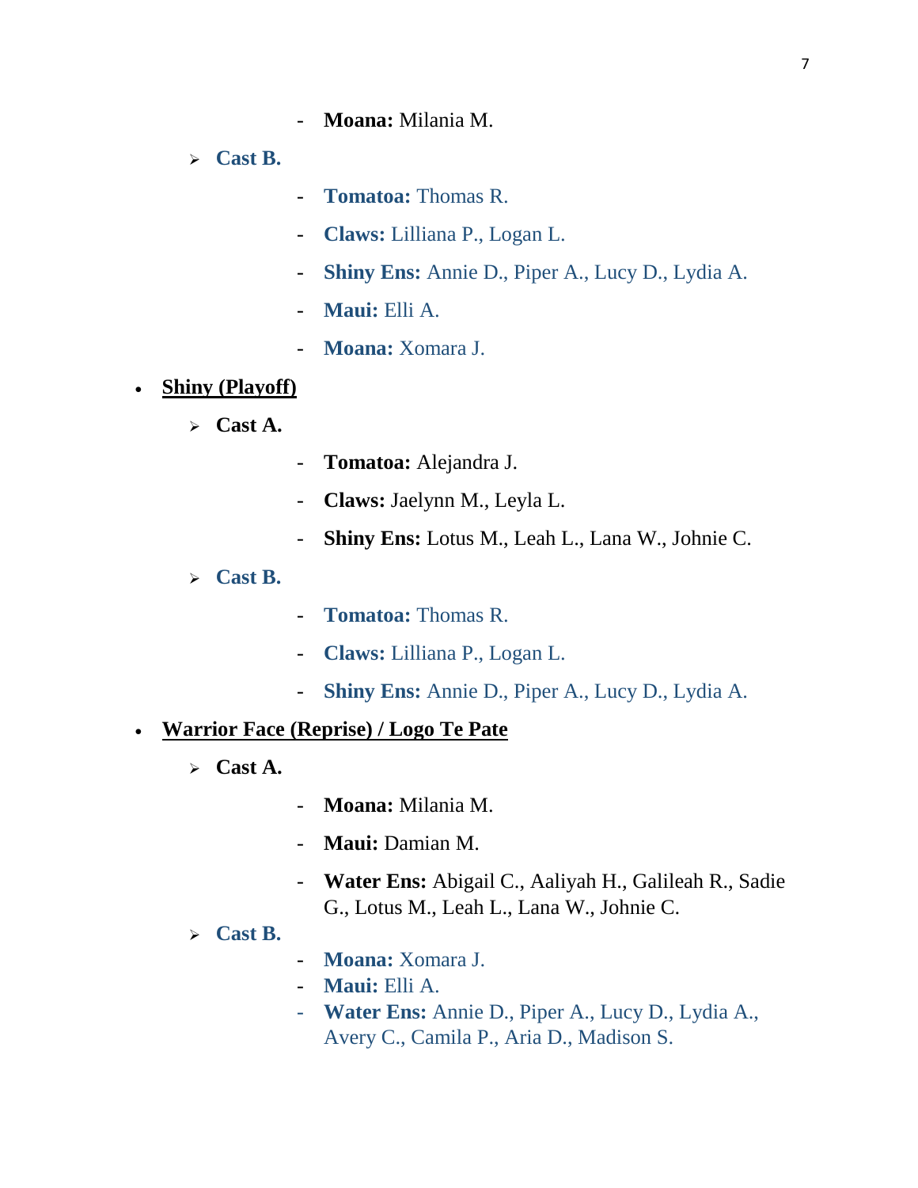- **Moana:** Milania M.

- **Cast B.**
  - **Tomatoa:** Thomas R.
  - **Claws:** Lilliana P., Logan L.
  - **Shiny Ens:** Annie D., Piper A., Lucy D., Lydia A.
  - **Maui:** Elli A.
  - **Moana:** Xomara J.

- **<u>Shiny (Playoff)</u>**
  - **Cast A.**
    - **Tomatoa:** Alejandra J.
    - **Claws:** Jaelynn M., Leyla L.
    - **Shiny Ens:** Lotus M., Leah L., Lana W., Johnie C.
  - **Cast B.**
    - **Tomatoa:** Thomas R.
    - **Claws:** Lilliana P., Logan L.
    - **Shiny Ens:** Annie D., Piper A., Lucy D., Lydia A.

- **<u>Warrior Face (Reprise) / Logo Te Pate</u>**
  - **Cast A.**
    - **Moana:** Milania M.
    - **Maui:** Damian M.
    - **Water Ens:** Abigail C., Aaliyah H., Galileah R., Sadie G., Lotus M., Leah L., Lana W., Johnie C.
  - **Cast B.**
    - **Moana:** Xomara J.
    - **Maui:** Elli A.
    - **Water Ens:** Annie D., Piper A., Lucy D., Lydia A., Avery C., Camila P., Aria D., Madison S.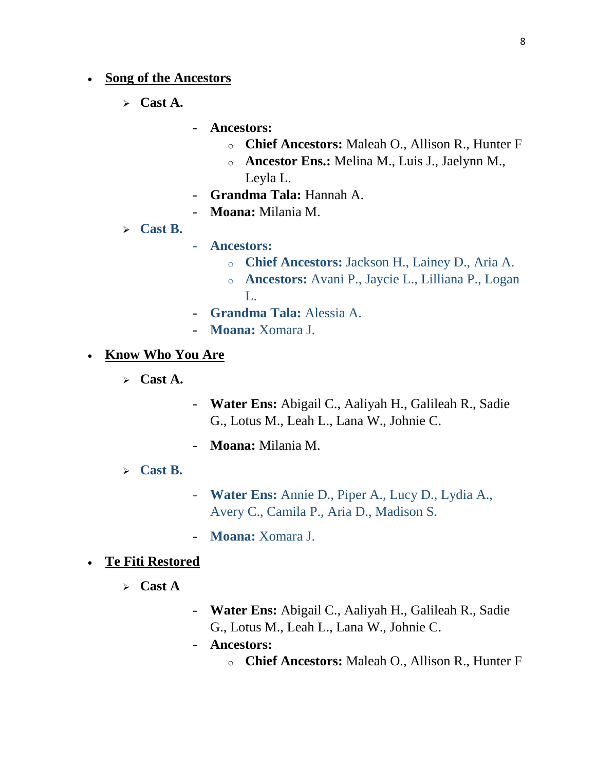- **Song of the Ancestors**
  - **Cast A.**
    - **Ancestors:**
      - **Chief Ancestors:** Maleah O., Allison R., Hunter F
      - **Ancestor Ens.:** Melina M., Luis J., Jaelynn M., Leyla L.
    - **Grandma Tala:** Hannah A.
    - **Moana:** Milania M.
  - **Cast B.**
    - **Ancestors:**
      - **Chief Ancestors:** Jackson H., Lainey D., Aria A.
      - **Ancestors:** Avani P., Jaycie L., Lilliana P., Logan L.
    - **Grandma Tala:** Alessia A.
    - **Moana:** Xomara J.

- **Know Who You Are**
  - **Cast A.**
    - **Water Ens:** Abigail C., Aaliyah H., Galileah R., Sadie G., Lotus M., Leah L., Lana W., Johnie C.
    - **Moana:** Milania M.
  - **Cast B.**
    - **Water Ens:** Annie D., Piper A., Lucy D., Lydia A., Avery C., Camila P., Aria D., Madison S.
    - **Moana:** Xomara J.

- **Te Fiti Restored**
  - **Cast A**
    - **Water Ens:** Abigail C., Aaliyah H., Galileah R., Sadie G., Lotus M., Leah L., Lana W., Johnie C.
    - **Ancestors:**
      - **Chief Ancestors:** Maleah O., Allison R., Hunter F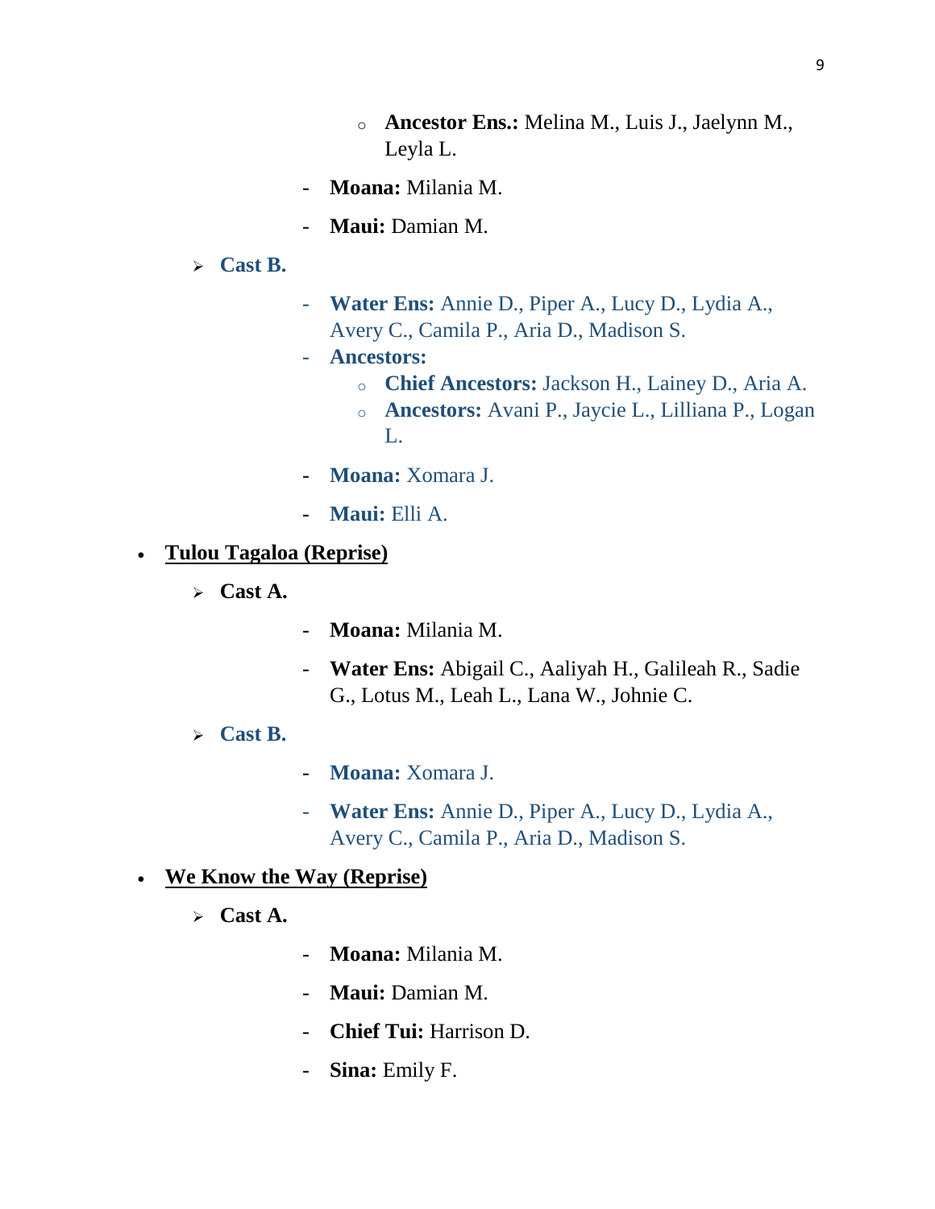- **Ancestor Ens.:** Melina M., Luis J., Jaelynn M., Leyla L.
    - **Moana:** Milania M.
    - **Maui:** Damian M.
  - **Cast B.**
    - **Water Ens:** Annie D., Piper A., Lucy D., Lydia A., Avery C., Camila P., Aria D., Madison S.
    - **Ancestors:**
        - **Chief Ancestors:** Jackson H., Lainey D., Aria A.
        - **Ancestors:** Avani P., Jaycie L., Lilliana P., Logan L.
    - **Moana:** Xomara J.
    - **Maui:** Elli A.

- **Tulou Tagaloa (Reprise)**
  - **Cast A.**
    - **Moana:** Milania M.
    - **Water Ens:** Abigail C., Aaliyah H., Galileah R., Sadie G., Lotus M., Leah L., Lana W., Johnie C.
  - **Cast B.**
    - **Moana:** Xomara J.
    - **Water Ens:** Annie D., Piper A., Lucy D., Lydia A., Avery C., Camila P., Aria D., Madison S.

- **We Know the Way (Reprise)**
  - **Cast A.**
    - **Moana:** Milania M.
    - **Maui:** Damian M.
    - **Chief Tui:** Harrison D.
    - **Sina:** Emily F.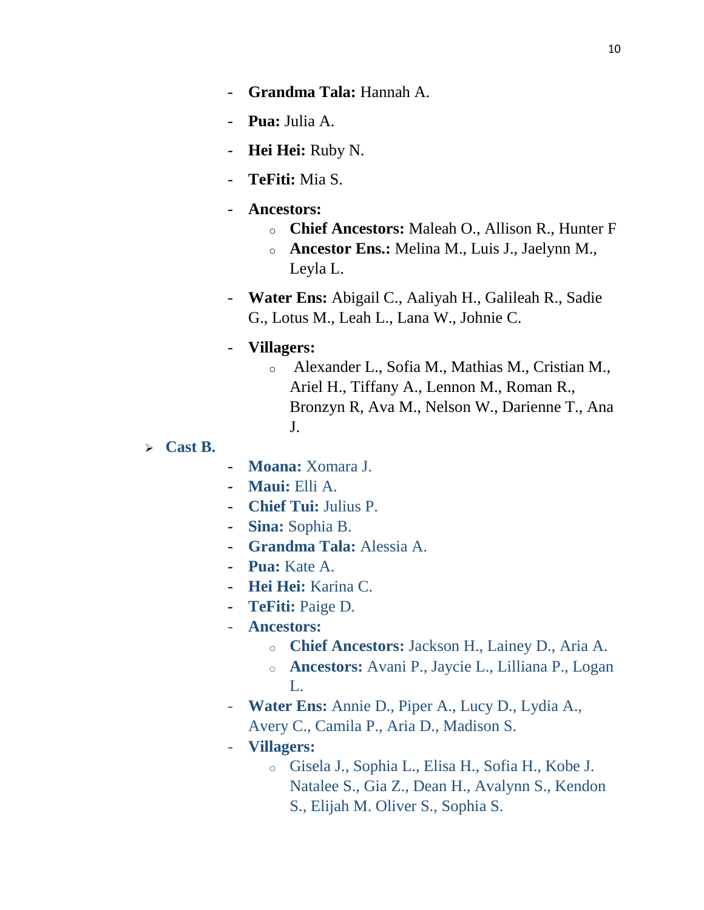- **Grandma Tala:** Hannah A.
- **Pua:** Julia A.
- **Hei Hei:** Ruby N.
- **TeFiti:** Mia S.
- **Ancestors:**
  - **Chief Ancestors:** Maleah O., Allison R., Hunter F
  - **Ancestor Ens.:** Melina M., Luis J., Jaelynn M., Leyla L.
- **Water Ens:** Abigail C., Aaliyah H., Galileah R., Sadie G., Lotus M., Leah L., Lana W., Johnie C.
- **Villagers:**
  - Alexander L., Sofia M., Mathias M., Cristian M., Ariel H., Tiffany A., Lennon M., Roman R., Bronzyn R, Ava M., Nelson W., Darienne T., Ana J.

- **Cast B.**
  - **Moana:** Xomara J.
  - **Maui:** Elli A.
  - **Chief Tui:** Julius P.
  - **Sina:** Sophia B.
  - **Grandma Tala:** Alessia A.
  - **Pua:** Kate A.
  - **Hei Hei:** Karina C.
  - **TeFiti:** Paige D.
  - **Ancestors:**
    - **Chief Ancestors:** Jackson H., Lainey D., Aria A.
    - **Ancestors:** Avani P., Jaycie L., Lilliana P., Logan L.
  - **Water Ens:** Annie D., Piper A., Lucy D., Lydia A., Avery C., Camila P., Aria D., Madison S.
  - **Villagers:**
    - Gisela J., Sophia L., Elisa H., Sofia H., Kobe J. Natalee S., Gia Z., Dean H., Avalynn S., Kendon S., Elijah M. Oliver S., Sophia S.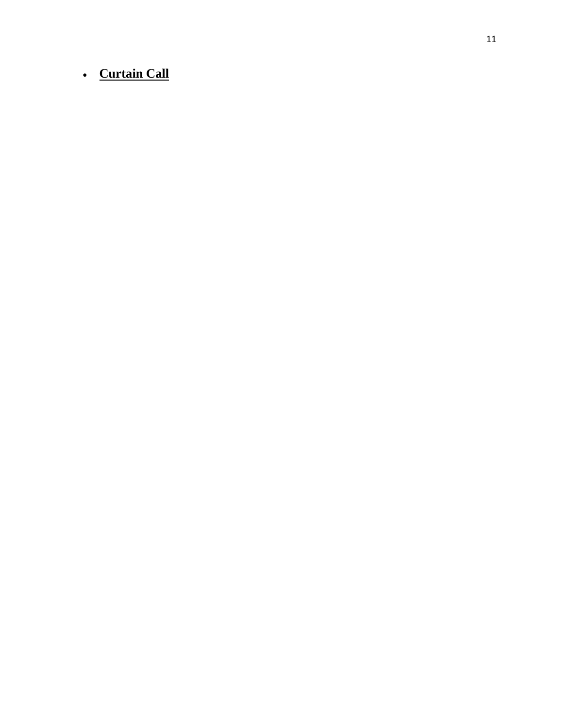- **<u>Curtain Call</u>**